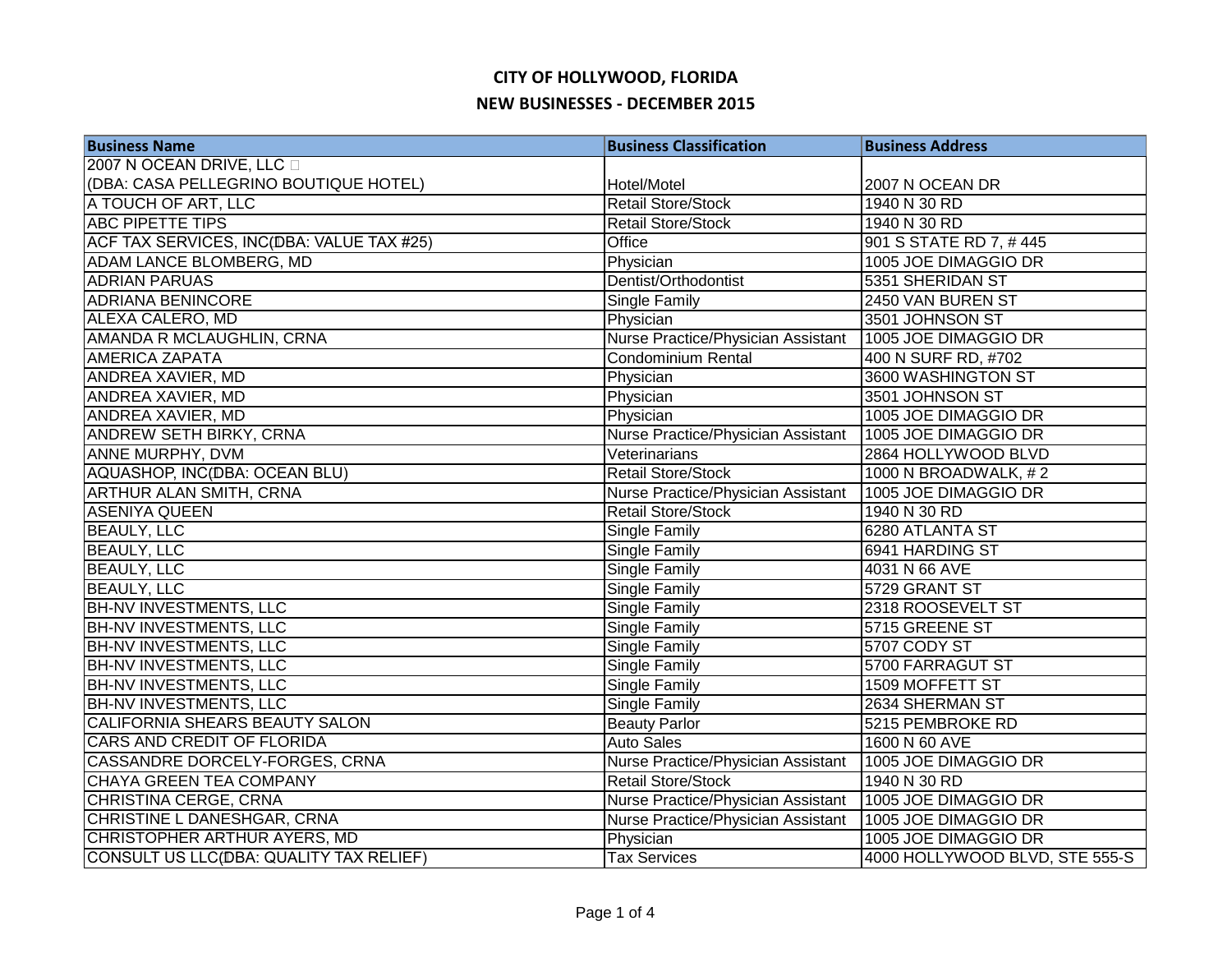# CITY OF HOLLYWOOD, FLORIDA

## NEW BUSINESSES - DECEMBER 2015

| Business Name | Business Classification | Business Address |
|---|---|---|
| 2007 N OCEAN DRIVE, LLC (DBA: CASA PELLEGRINO BOUTIQUE HOTEL) | Hotel/Motel | 2007 N OCEAN DR |
| A TOUCH OF ART, LLC | Retail Store/Stock | 1940 N 30 RD |
| ABC PIPETTE TIPS | Retail Store/Stock | 1940 N 30 RD |
| ACF TAX SERVICES, INC(DBA: VALUE TAX #25) | Office | 901 S STATE RD 7, # 445 |
| ADAM LANCE BLOMBERG, MD | Physician | 1005 JOE DIMAGGIO DR |
| ADRIAN PARUAS | Dentist/Orthodontist | 5351 SHERIDAN ST |
| ADRIANA BENINCORE | Single Family | 2450 VAN BUREN ST |
| ALEXA CALERO, MD | Physician | 3501 JOHNSON ST |
| AMANDA R MCLAUGHLIN, CRNA | Nurse Practice/Physician Assistant | 1005 JOE DIMAGGIO DR |
| AMERICA ZAPATA | Condominium Rental | 400 N SURF RD, #702 |
| ANDREA XAVIER, MD | Physician | 3600 WASHINGTON ST |
| ANDREA XAVIER, MD | Physician | 3501 JOHNSON ST |
| ANDREA XAVIER, MD | Physician | 1005 JOE DIMAGGIO DR |
| ANDREW SETH BIRKY, CRNA | Nurse Practice/Physician Assistant | 1005 JOE DIMAGGIO DR |
| ANNE MURPHY, DVM | Veterinarians | 2864 HOLLYWOOD BLVD |
| AQUASHOP, INC(DBA: OCEAN BLU) | Retail Store/Stock | 1000 N BROADWALK, # 2 |
| ARTHUR ALAN SMITH, CRNA | Nurse Practice/Physician Assistant | 1005 JOE DIMAGGIO DR |
| ASENIYA QUEEN | Retail Store/Stock | 1940 N 30 RD |
| BEAULY, LLC | Single Family | 6280 ATLANTA ST |
| BEAULY, LLC | Single Family | 6941 HARDING ST |
| BEAULY, LLC | Single Family | 4031 N 66 AVE |
| BEAULY, LLC | Single Family | 5729 GRANT ST |
| BH-NV INVESTMENTS, LLC | Single Family | 2318 ROOSEVELT ST |
| BH-NV INVESTMENTS, LLC | Single Family | 5715 GREENE ST |
| BH-NV INVESTMENTS, LLC | Single Family | 5707 CODY ST |
| BH-NV INVESTMENTS, LLC | Single Family | 5700 FARRAGUT ST |
| BH-NV INVESTMENTS, LLC | Single Family | 1509 MOFFETT ST |
| BH-NV INVESTMENTS, LLC | Single Family | 2634 SHERMAN ST |
| CALIFORNIA SHEARS BEAUTY SALON | Beauty Parlor | 5215 PEMBROKE RD |
| CARS AND CREDIT OF FLORIDA | Auto Sales | 1600 N 60 AVE |
| CASSANDRE DORCELY-FORGES, CRNA | Nurse Practice/Physician Assistant | 1005 JOE DIMAGGIO DR |
| CHAYA GREEN TEA COMPANY | Retail Store/Stock | 1940 N 30 RD |
| CHRISTINA CERGE, CRNA | Nurse Practice/Physician Assistant | 1005 JOE DIMAGGIO DR |
| CHRISTINE L DANESHGAR, CRNA | Nurse Practice/Physician Assistant | 1005 JOE DIMAGGIO DR |
| CHRISTOPHER ARTHUR AYERS, MD | Physician | 1005 JOE DIMAGGIO DR |
| CONSULT US LLC(DBA: QUALITY TAX RELIEF) | Tax Services | 4000 HOLLYWOOD BLVD, STE 555-S |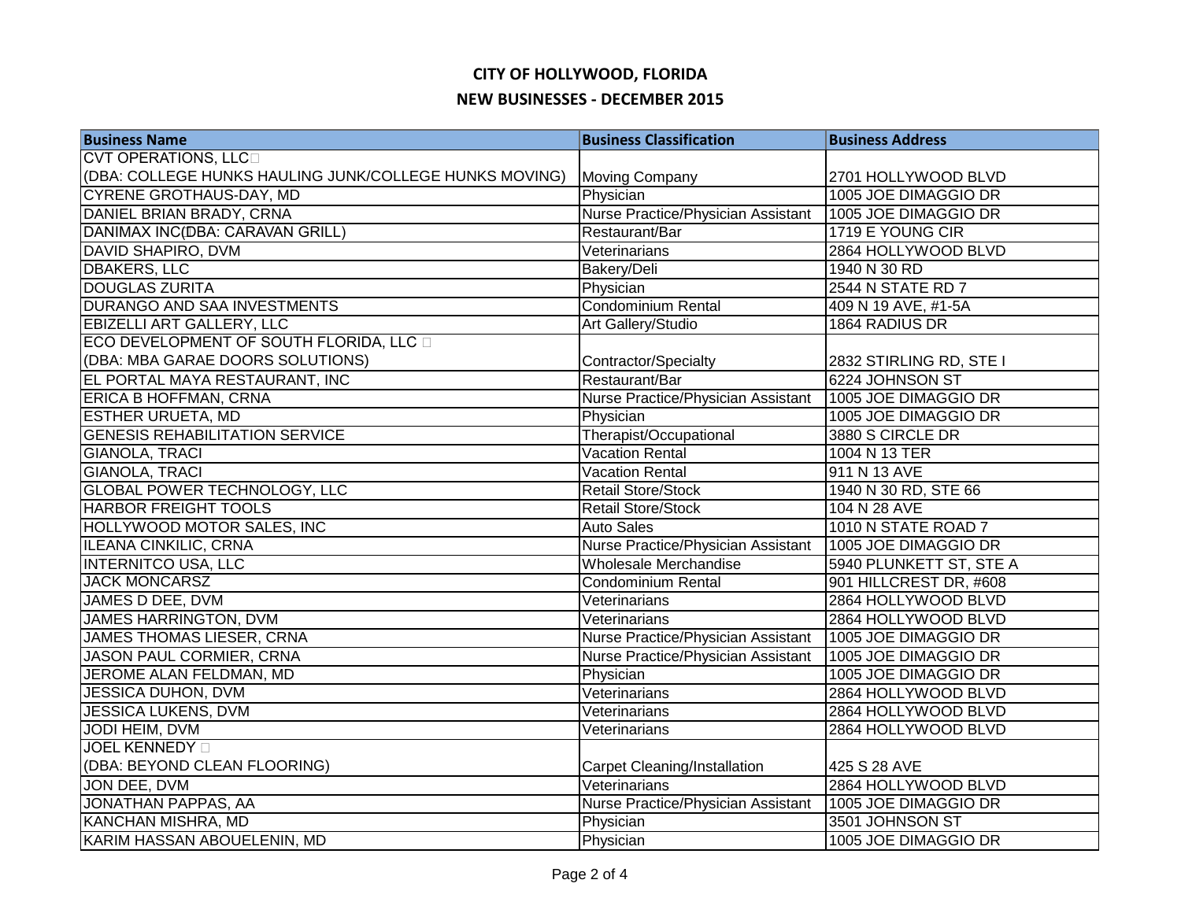# CITY OF HOLLYWOOD, FLORIDA

## NEW BUSINESSES - DECEMBER 2015

| Business Name | Business Classification | Business Address |
|---|---|---|
| CVT OPERATIONS, LLC (DBA: COLLEGE HUNKS HAULING JUNK/COLLEGE HUNKS MOVING) | Moving Company | 2701 HOLLYWOOD BLVD |
| CYRENE GROTHAUS-DAY, MD | Physician | 1005 JOE DIMAGGIO DR |
| DANIEL BRIAN BRADY, CRNA | Nurse Practice/Physician Assistant | 1005 JOE DIMAGGIO DR |
| DANIMAX INC(DBA: CARAVAN GRILL) | Restaurant/Bar | 1719 E YOUNG CIR |
| DAVID SHAPIRO, DVM | Veterinarians | 2864 HOLLYWOOD BLVD |
| DBAKERS, LLC | Bakery/Deli | 1940 N 30 RD |
| DOUGLAS ZURITA | Physician | 2544 N STATE RD 7 |
| DURANGO AND SAA INVESTMENTS | Condominium Rental | 409 N 19 AVE, #1-5A |
| EBIZELLI ART GALLERY, LLC | Art Gallery/Studio | 1864 RADIUS DR |
| ECO DEVELOPMENT OF SOUTH FLORIDA, LLC (DBA: MBA GARAE DOORS SOLUTIONS) | Contractor/Specialty | 2832 STIRLING RD, STE I |
| EL PORTAL MAYA RESTAURANT, INC | Restaurant/Bar | 6224 JOHNSON ST |
| ERICA B HOFFMAN, CRNA | Nurse Practice/Physician Assistant | 1005 JOE DIMAGGIO DR |
| ESTHER URUETA, MD | Physician | 1005 JOE DIMAGGIO DR |
| GENESIS REHABILITATION SERVICE | Therapist/Occupational | 3880 S CIRCLE DR |
| GIANOLA, TRACI | Vacation Rental | 1004 N 13 TER |
| GIANOLA, TRACI | Vacation Rental | 911 N 13 AVE |
| GLOBAL POWER TECHNOLOGY, LLC | Retail Store/Stock | 1940 N 30 RD, STE 66 |
| HARBOR FREIGHT TOOLS | Retail Store/Stock | 104 N 28 AVE |
| HOLLYWOOD MOTOR SALES, INC | Auto Sales | 1010 N STATE ROAD 7 |
| ILEANA CINKILIC, CRNA | Nurse Practice/Physician Assistant | 1005 JOE DIMAGGIO DR |
| INTERNITCO USA, LLC | Wholesale Merchandise | 5940 PLUNKETT ST, STE A |
| JACK MONCARSZ | Condominium Rental | 901 HILLCREST DR, #608 |
| JAMES D DEE, DVM | Veterinarians | 2864 HOLLYWOOD BLVD |
| JAMES HARRINGTON, DVM | Veterinarians | 2864 HOLLYWOOD BLVD |
| JAMES THOMAS LIESER, CRNA | Nurse Practice/Physician Assistant | 1005 JOE DIMAGGIO DR |
| JASON PAUL CORMIER, CRNA | Nurse Practice/Physician Assistant | 1005 JOE DIMAGGIO DR |
| JEROME ALAN FELDMAN, MD | Physician | 1005 JOE DIMAGGIO DR |
| JESSICA DUHON, DVM | Veterinarians | 2864 HOLLYWOOD BLVD |
| JESSICA LUKENS, DVM | Veterinarians | 2864 HOLLYWOOD BLVD |
| JODI HEIM, DVM | Veterinarians | 2864 HOLLYWOOD BLVD |
| JOEL KENNEDY (DBA: BEYOND CLEAN FLOORING) | Carpet Cleaning/Installation | 425 S 28 AVE |
| JON DEE, DVM | Veterinarians | 2864 HOLLYWOOD BLVD |
| JONATHAN PAPPAS, AA | Nurse Practice/Physician Assistant | 1005 JOE DIMAGGIO DR |
| KANCHAN MISHRA, MD | Physician | 3501 JOHNSON ST |
| KARIM HASSAN ABOUELENIN, MD | Physician | 1005 JOE DIMAGGIO DR |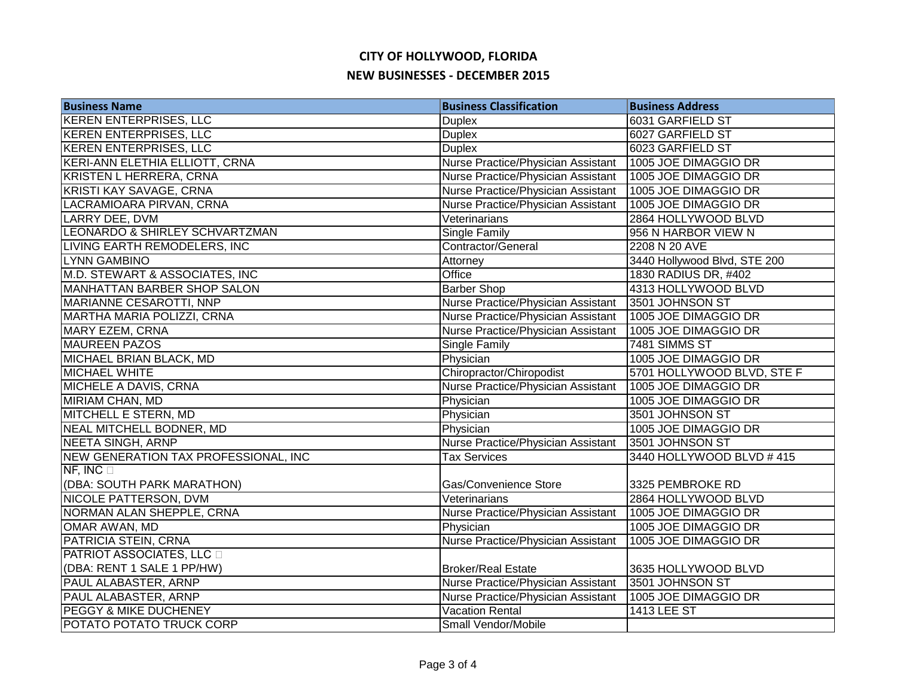# CITY OF HOLLYWOOD, FLORIDA
## NEW BUSINESSES - DECEMBER 2015

| Business Name | Business Classification | Business Address |
|---|---|---|
| KEREN ENTERPRISES, LLC | Duplex | 6031 GARFIELD ST |
| KEREN ENTERPRISES, LLC | Duplex | 6027 GARFIELD ST |
| KEREN ENTERPRISES, LLC | Duplex | 6023 GARFIELD ST |
| KERI-ANN ELETHIA ELLIOTT, CRNA | Nurse Practice/Physician Assistant | 1005 JOE DIMAGGIO DR |
| KRISTEN L HERRERA, CRNA | Nurse Practice/Physician Assistant | 1005 JOE DIMAGGIO DR |
| KRISTI KAY SAVAGE, CRNA | Nurse Practice/Physician Assistant | 1005 JOE DIMAGGIO DR |
| LACRAMIOARA PIRVAN, CRNA | Nurse Practice/Physician Assistant | 1005 JOE DIMAGGIO DR |
| LARRY DEE, DVM | Veterinarians | 2864 HOLLYWOOD BLVD |
| LEONARDO & SHIRLEY SCHVARTZMAN | Single Family | 956 N HARBOR VIEW N |
| LIVING EARTH REMODELERS, INC | Contractor/General | 2208 N 20 AVE |
| LYNN GAMBINO | Attorney | 3440 Hollywood Blvd, STE 200 |
| M.D. STEWART & ASSOCIATES, INC | Office | 1830 RADIUS DR, #402 |
| MANHATTAN BARBER SHOP SALON | Barber Shop | 4313 HOLLYWOOD BLVD |
| MARIANNE CESAROTTI, NNP | Nurse Practice/Physician Assistant | 3501 JOHNSON ST |
| MARTHA MARIA POLIZZI, CRNA | Nurse Practice/Physician Assistant | 1005 JOE DIMAGGIO DR |
| MARY EZEM, CRNA | Nurse Practice/Physician Assistant | 1005 JOE DIMAGGIO DR |
| MAUREEN PAZOS | Single Family | 7481 SIMMS ST |
| MICHAEL BRIAN BLACK, MD | Physician | 1005 JOE DIMAGGIO DR |
| MICHAEL WHITE | Chiropractor/Chiropodist | 5701 HOLLYWOOD BLVD, STE F |
| MICHELE A DAVIS, CRNA | Nurse Practice/Physician Assistant | 1005 JOE DIMAGGIO DR |
| MIRIAM CHAN, MD | Physician | 1005 JOE DIMAGGIO DR |
| MITCHELL E STERN, MD | Physician | 3501 JOHNSON ST |
| NEAL MITCHELL BODNER, MD | Physician | 1005 JOE DIMAGGIO DR |
| NEETA SINGH, ARNP | Nurse Practice/Physician Assistant | 3501 JOHNSON ST |
| NEW GENERATION TAX PROFESSIONAL, INC | Tax Services | 3440 HOLLYWOOD BLVD # 415 |
| NF, INC (DBA: SOUTH PARK MARATHON) | Gas/Convenience Store | 3325 PEMBROKE RD |
| NICOLE PATTERSON, DVM | Veterinarians | 2864 HOLLYWOOD BLVD |
| NORMAN ALAN SHEPPLE, CRNA | Nurse Practice/Physician Assistant | 1005 JOE DIMAGGIO DR |
| OMAR AWAN, MD | Physician | 1005 JOE DIMAGGIO DR |
| PATRICIA STEIN, CRNA | Nurse Practice/Physician Assistant | 1005 JOE DIMAGGIO DR |
| PATRIOT ASSOCIATES, LLC (DBA: RENT 1 SALE 1 PP/HW) | Broker/Real Estate | 3635 HOLLYWOOD BLVD |
| PAUL ALABASTER, ARNP | Nurse Practice/Physician Assistant | 3501 JOHNSON ST |
| PAUL ALABASTER, ARNP | Nurse Practice/Physician Assistant | 1005 JOE DIMAGGIO DR |
| PEGGY & MIKE DUCHENEY | Vacation Rental | 1413 LEE ST |
| POTATO POTATO TRUCK CORP | Small Vendor/Mobile | |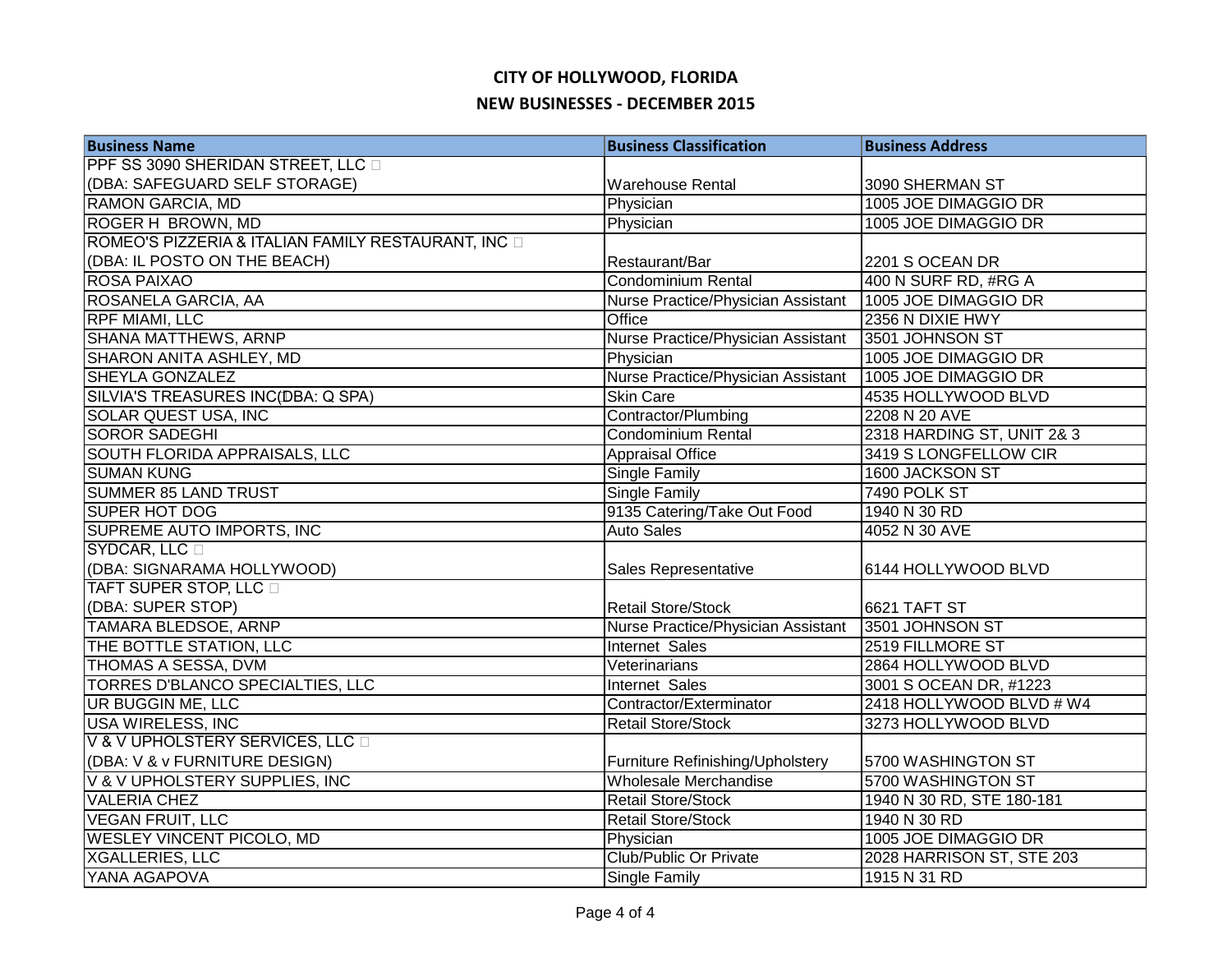# CITY OF HOLLYWOOD, FLORIDA

## NEW BUSINESSES - DECEMBER 2015

| Business Name | Business Classification | Business Address |
|---|---|---|
| PPF SS 3090 SHERIDAN STREET, LLC (DBA: SAFEGUARD SELF STORAGE) | Warehouse Rental | 3090 SHERMAN ST |
| RAMON GARCIA, MD | Physician | 1005 JOE DIMAGGIO DR |
| ROGER H BROWN, MD | Physician | 1005 JOE DIMAGGIO DR |
| ROMEO'S PIZZERIA & ITALIAN FAMILY RESTAURANT, INC (DBA: IL POSTO ON THE BEACH) | Restaurant/Bar | 2201 S OCEAN DR |
| ROSA PAIXAO | Condominium Rental | 400 N SURF RD, #RG A |
| ROSANELA GARCIA, AA | Nurse Practice/Physician Assistant | 1005 JOE DIMAGGIO DR |
| RPF MIAMI, LLC | Office | 2356 N DIXIE HWY |
| SHANA MATTHEWS, ARNP | Nurse Practice/Physician Assistant | 3501 JOHNSON ST |
| SHARON ANITA ASHLEY, MD | Physician | 1005 JOE DIMAGGIO DR |
| SHEYLA GONZALEZ | Nurse Practice/Physician Assistant | 1005 JOE DIMAGGIO DR |
| SILVIA'S TREASURES INC(DBA: Q SPA) | Skin Care | 4535 HOLLYWOOD BLVD |
| SOLAR QUEST USA, INC | Contractor/Plumbing | 2208 N 20 AVE |
| SOROR SADEGHI | Condominium Rental | 2318 HARDING ST, UNIT 2& 3 |
| SOUTH FLORIDA APPRAISALS, LLC | Appraisal Office | 3419 S LONGFELLOW CIR |
| SUMAN KUNG | Single Family | 1600 JACKSON ST |
| SUMMER 85 LAND TRUST | Single Family | 7490 POLK ST |
| SUPER HOT DOG | 9135 Catering/Take Out Food | 1940 N 30 RD |
| SUPREME AUTO IMPORTS, INC | Auto Sales | 4052 N 30 AVE |
| SYDCAR, LLC (DBA: SIGNARAMA HOLLYWOOD) | Sales Representative | 6144 HOLLYWOOD BLVD |
| TAFT SUPER STOP, LLC (DBA: SUPER STOP) | Retail Store/Stock | 6621 TAFT ST |
| TAMARA BLEDSOE, ARNP | Nurse Practice/Physician Assistant | 3501 JOHNSON ST |
| THE BOTTLE STATION, LLC | Internet Sales | 2519 FILLMORE ST |
| THOMAS A SESSA, DVM | Veterinarians | 2864 HOLLYWOOD BLVD |
| TORRES D'BLANCO SPECIALTIES, LLC | Internet Sales | 3001 S OCEAN DR, #1223 |
| UR BUGGIN ME, LLC | Contractor/Exterminator | 2418 HOLLYWOOD BLVD # W4 |
| USA WIRELESS, INC | Retail Store/Stock | 3273 HOLLYWOOD BLVD |
| V & V UPHOLSTERY SERVICES, LLC (DBA: V & v FURNITURE DESIGN) | Furniture Refinishing/Upholstery | 5700 WASHINGTON ST |
| V & V UPHOLSTERY SUPPLIES, INC | Wholesale Merchandise | 5700 WASHINGTON ST |
| VALERIA CHEZ | Retail Store/Stock | 1940 N 30 RD, STE 180-181 |
| VEGAN FRUIT, LLC | Retail Store/Stock | 1940 N 30 RD |
| WESLEY VINCENT PICOLO, MD | Physician | 1005 JOE DIMAGGIO DR |
| XGALLERIES, LLC | Club/Public Or Private | 2028 HARRISON ST, STE 203 |
| YANA AGAPOVA | Single Family | 1915 N 31 RD |